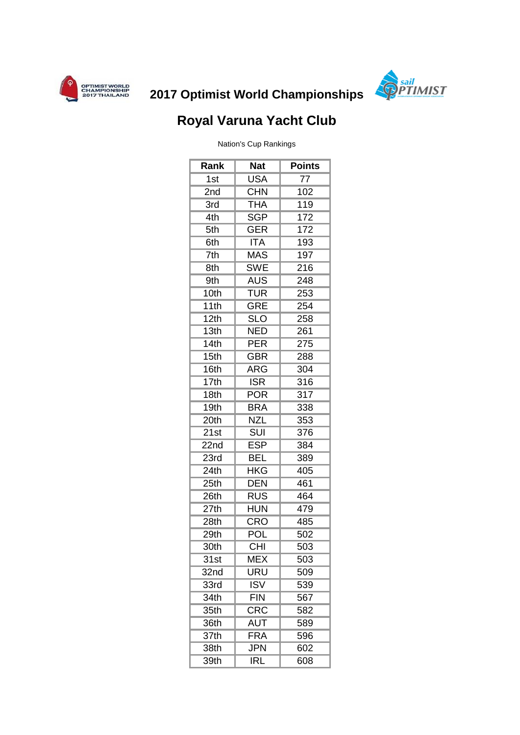# 2017 Optimist World Championships

## Royal Varuna Yacht Club

Nation's Cup Rankings

| Rank | Nat | Points |
|---|---|---|
| 1st | USA | 77 |
| 2nd | CHN | 102 |
| 3rd | THA | 119 |
| 4th | SGP | 172 |
| 5th | GER | 172 |
| 6th | ITA | 193 |
| 7th | MAS | 197 |
| 8th | SWE | 216 |
| 9th | AUS | 248 |
| 10th | TUR | 253 |
| 11th | GRE | 254 |
| 12th | SLO | 258 |
| 13th | NED | 261 |
| 14th | PER | 275 |
| 15th | GBR | 288 |
| 16th | ARG | 304 |
| 17th | ISR | 316 |
| 18th | POR | 317 |
| 19th | BRA | 338 |
| 20th | NZL | 353 |
| 21st | SUI | 376 |
| 22nd | ESP | 384 |
| 23rd | BEL | 389 |
| 24th | HKG | 405 |
| 25th | DEN | 461 |
| 26th | RUS | 464 |
| 27th | HUN | 479 |
| 28th | CRO | 485 |
| 29th | POL | 502 |
| 30th | CHI | 503 |
| 31st | MEX | 503 |
| 32nd | URU | 509 |
| 33rd | ISV | 539 |
| 34th | FIN | 567 |
| 35th | CRC | 582 |
| 36th | AUT | 589 |
| 37th | FRA | 596 |
| 38th | JPN | 602 |
| 39th | IRL | 608 |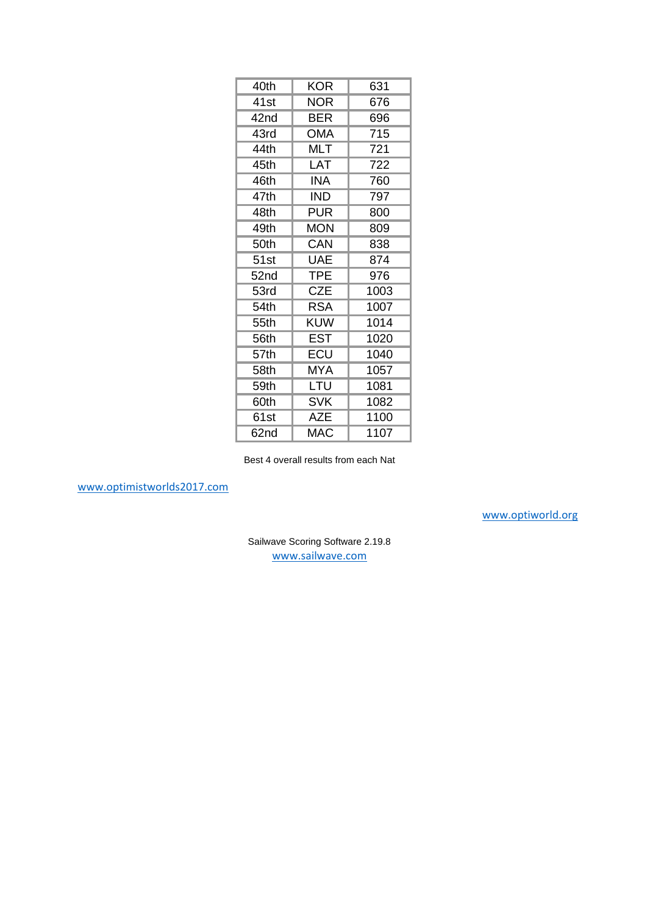| | | |
|---|---|---|
| 40th | KOR | 631 |
| 41st | NOR | 676 |
| 42nd | BER | 696 |
| 43rd | OMA | 715 |
| 44th | MLT | 721 |
| 45th | LAT | 722 |
| 46th | INA | 760 |
| 47th | IND | 797 |
| 48th | PUR | 800 |
| 49th | MON | 809 |
| 50th | CAN | 838 |
| 51st | UAE | 874 |
| 52nd | TPE | 976 |
| 53rd | CZE | 1003 |
| 54th | RSA | 1007 |
| 55th | KUW | 1014 |
| 56th | EST | 1020 |
| 57th | ECU | 1040 |
| 58th | MYA | 1057 |
| 59th | LTU | 1081 |
| 60th | SVK | 1082 |
| 61st | AZE | 1100 |
| 62nd | MAC | 1107 |

Best 4 overall results from each Nat

www.optimistworlds2017.com

www.optiworld.org

Sailwave Scoring Software 2.19.8
www.sailwave.com